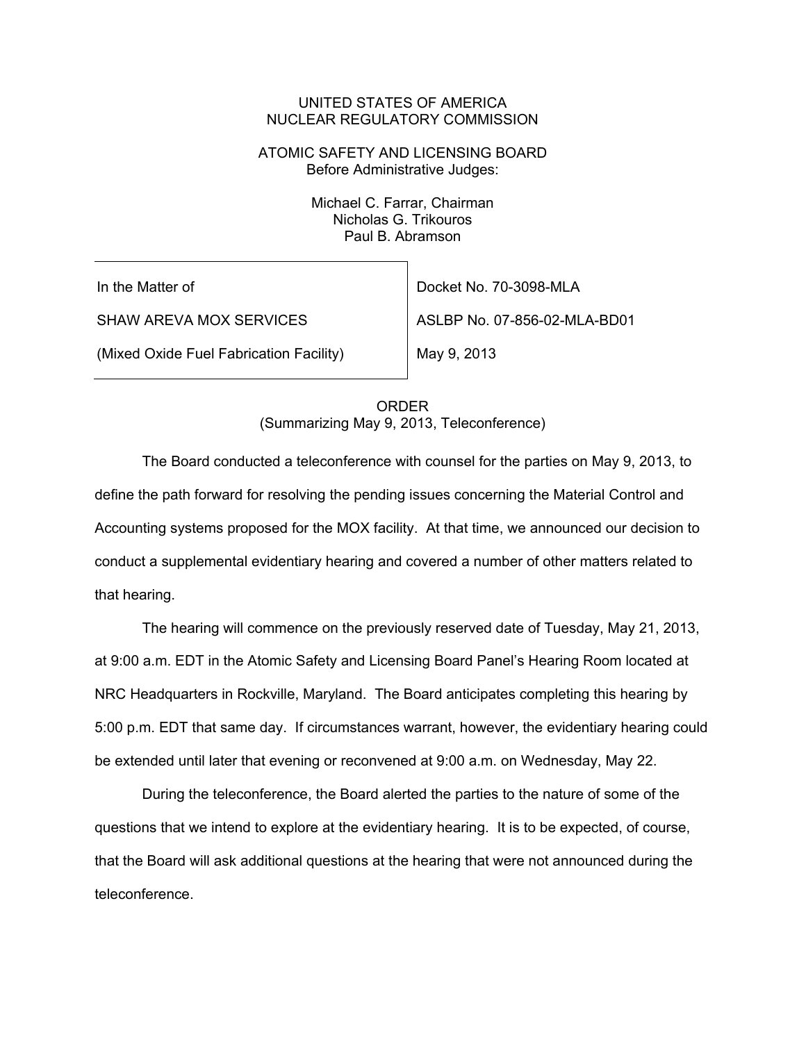UNITED STATES OF AMERICA
NUCLEAR REGULATORY COMMISSION

ATOMIC SAFETY AND LICENSING BOARD
Before Administrative Judges:

Michael C. Farrar, Chairman
Nicholas G. Trikouros
Paul B. Abramson

| | |
|---|---|
| In the Matter of | Docket No. 70-3098-MLA |
| SHAW AREVA MOX SERVICES | ASLBP No. 07-856-02-MLA-BD01 |
| (Mixed Oxide Fuel Fabrication Facility) | May 9, 2013 |

ORDER
(Summarizing May 9, 2013, Teleconference)

The Board conducted a teleconference with counsel for the parties on May 9, 2013, to define the path forward for resolving the pending issues concerning the Material Control and Accounting systems proposed for the MOX facility. At that time, we announced our decision to conduct a supplemental evidentiary hearing and covered a number of other matters related to that hearing.

The hearing will commence on the previously reserved date of Tuesday, May 21, 2013, at 9:00 a.m. EDT in the Atomic Safety and Licensing Board Panel's Hearing Room located at NRC Headquarters in Rockville, Maryland. The Board anticipates completing this hearing by 5:00 p.m. EDT that same day. If circumstances warrant, however, the evidentiary hearing could be extended until later that evening or reconvened at 9:00 a.m. on Wednesday, May 22.

During the teleconference, the Board alerted the parties to the nature of some of the questions that we intend to explore at the evidentiary hearing. It is to be expected, of course, that the Board will ask additional questions at the hearing that were not announced during the teleconference.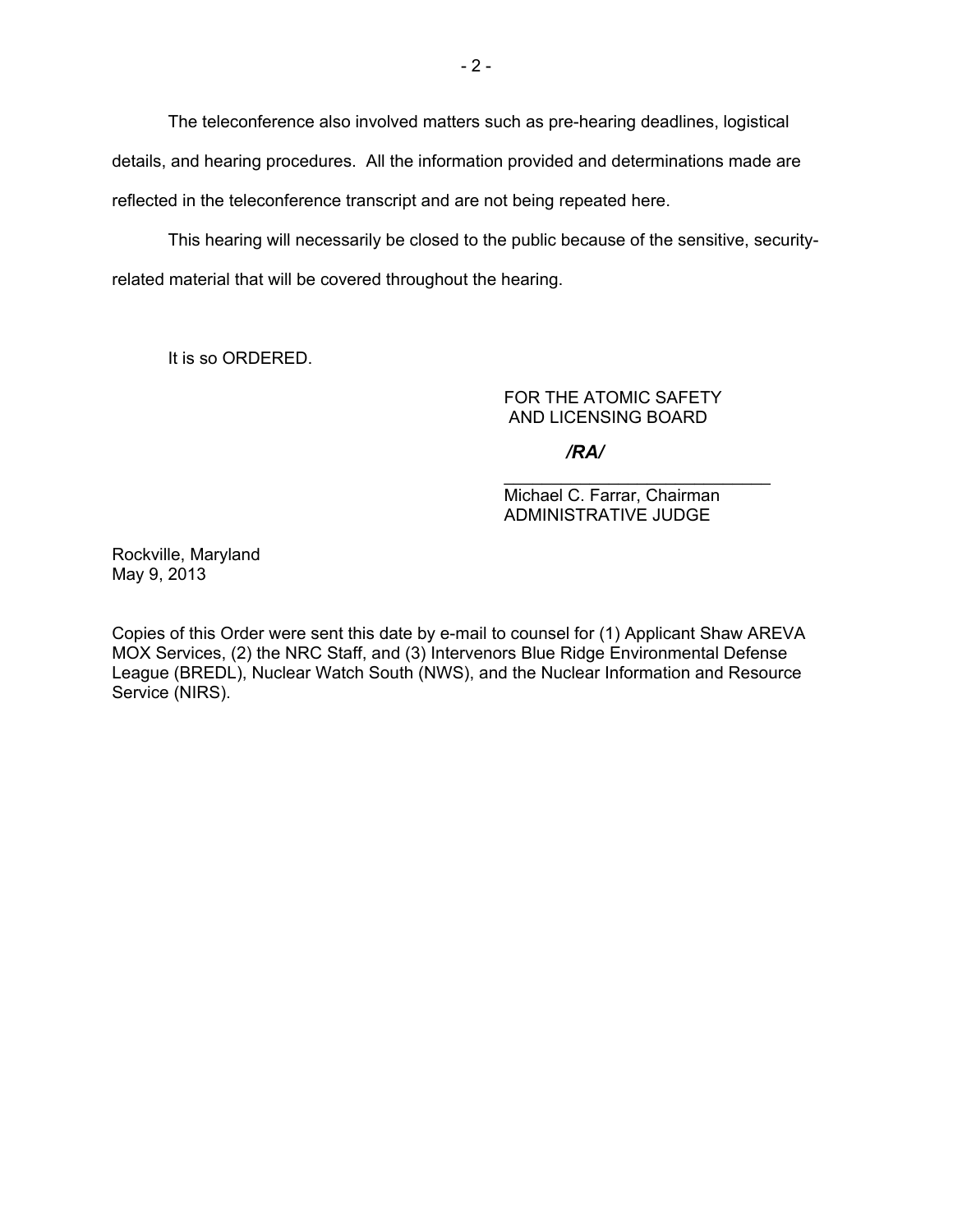The teleconference also involved matters such as pre-hearing deadlines, logistical details, and hearing procedures. All the information provided and determinations made are reflected in the teleconference transcript and are not being repeated here.

This hearing will necessarily be closed to the public because of the sensitive, security-related material that will be covered throughout the hearing.

It is so ORDERED.

FOR THE ATOMIC SAFETY
AND LICENSING BOARD

***/RA/***

\_\_\_\_\_\_\_\_\_\_\_\_\_\_\_\_\_\_\_\_\_\_\_\_\_\_\_\_\_\_
Michael C. Farrar, Chairman
ADMINISTRATIVE JUDGE

Rockville, Maryland
May 9, 2013

Copies of this Order were sent this date by e-mail to counsel for (1) Applicant Shaw AREVA MOX Services, (2) the NRC Staff, and (3) Intervenors Blue Ridge Environmental Defense League (BREDL), Nuclear Watch South (NWS), and the Nuclear Information and Resource Service (NIRS).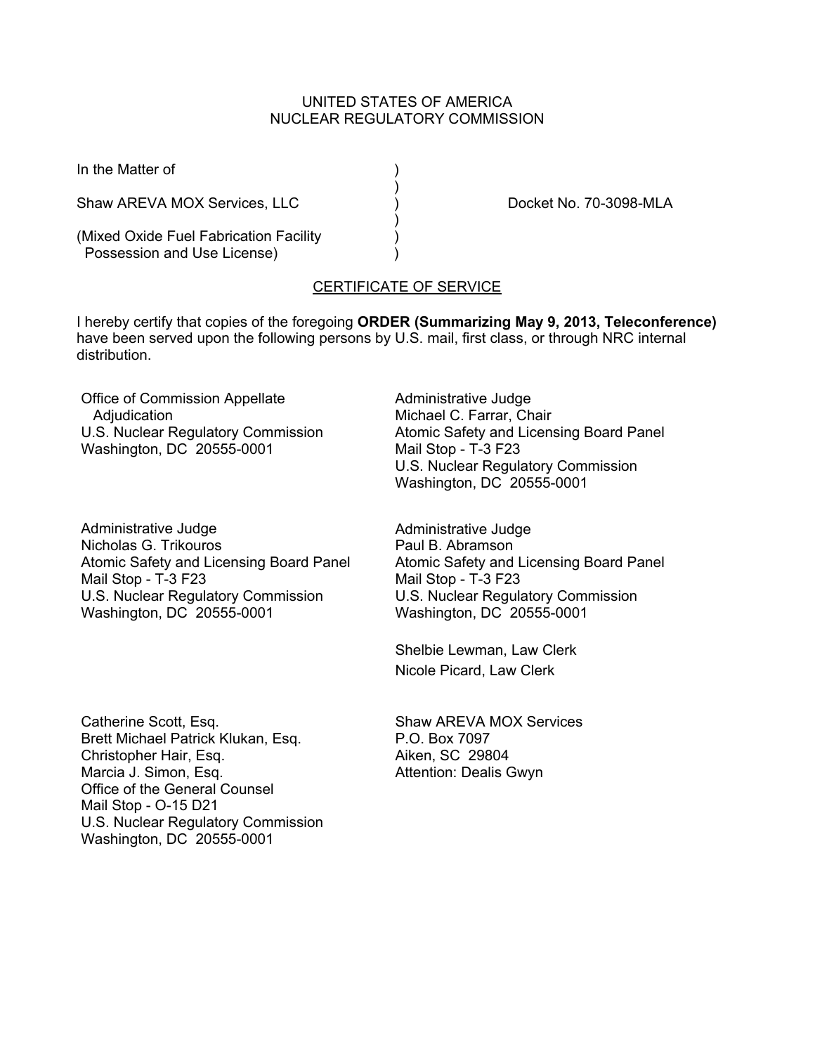UNITED STATES OF AMERICA
NUCLEAR REGULATORY COMMISSION

In the Matter of

Shaw AREVA MOX Services, LLC

(Mixed Oxide Fuel Fabrication Facility Possession and Use License)

Docket No. 70-3098-MLA

## CERTIFICATE OF SERVICE

I hereby certify that copies of the foregoing **ORDER (Summarizing May 9, 2013, Teleconference)** have been served upon the following persons by U.S. mail, first class, or through NRC internal distribution.

Office of Commission Appellate Adjudication
U.S. Nuclear Regulatory Commission
Washington, DC 20555-0001

Administrative Judge
Michael C. Farrar, Chair
Atomic Safety and Licensing Board Panel
Mail Stop - T-3 F23
U.S. Nuclear Regulatory Commission
Washington, DC 20555-0001

Administrative Judge
Nicholas G. Trikouros
Atomic Safety and Licensing Board Panel
Mail Stop - T-3 F23
U.S. Nuclear Regulatory Commission
Washington, DC 20555-0001

Administrative Judge
Paul B. Abramson
Atomic Safety and Licensing Board Panel
Mail Stop - T-3 F23
U.S. Nuclear Regulatory Commission
Washington, DC 20555-0001

Shelbie Lewman, Law Clerk
Nicole Picard, Law Clerk

Catherine Scott, Esq.
Brett Michael Patrick Klukan, Esq.
Christopher Hair, Esq.
Marcia J. Simon, Esq.
Office of the General Counsel
Mail Stop - O-15 D21
U.S. Nuclear Regulatory Commission
Washington, DC 20555-0001

Shaw AREVA MOX Services
P.O. Box 7097
Aiken, SC 29804
Attention: Dealis Gwyn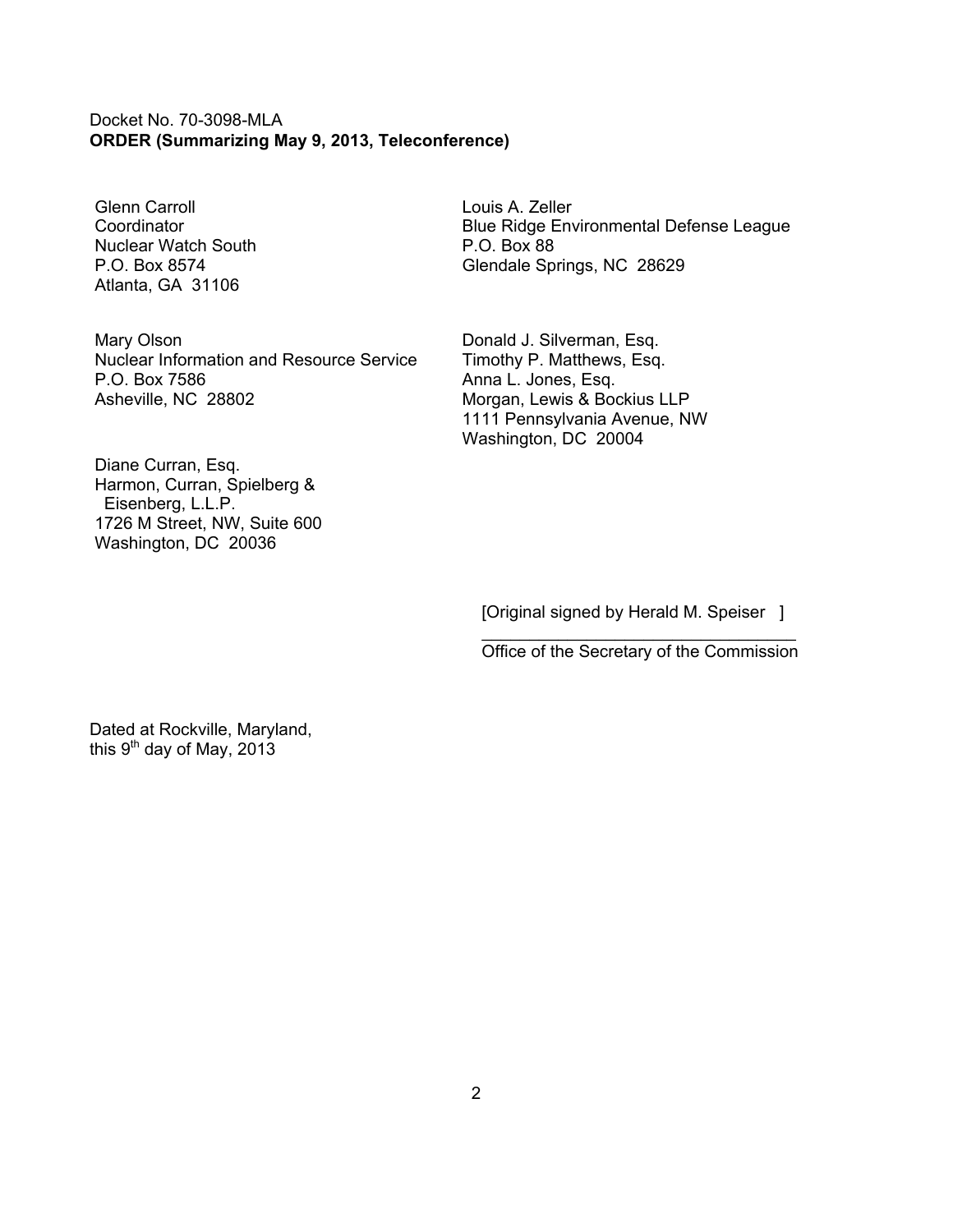Docket No. 70-3098-MLA
**ORDER (Summarizing May 9, 2013, Teleconference)**

Glenn Carroll
Coordinator
Nuclear Watch South
P.O. Box 8574
Atlanta, GA 31106

Louis A. Zeller
Blue Ridge Environmental Defense League
P.O. Box 88
Glendale Springs, NC 28629

Mary Olson
Nuclear Information and Resource Service
P.O. Box 7586
Asheville, NC 28802

Donald J. Silverman, Esq.
Timothy P. Matthews, Esq.
Anna L. Jones, Esq.
Morgan, Lewis & Bockius LLP
1111 Pennsylvania Avenue, NW
Washington, DC 20004

Diane Curran, Esq.
Harmon, Curran, Spielberg & Eisenberg, L.L.P.
1726 M Street, NW, Suite 600
Washington, DC 20036

[Original signed by Herald M. Speiser ]
\_\_\_\_\_\_\_\_\_\_\_\_\_\_\_\_\_\_\_\_\_\_\_\_\_\_\_\_\_\_\_\_\_\_
Office of the Secretary of the Commission

Dated at Rockville, Maryland,
this 9th day of May, 2013